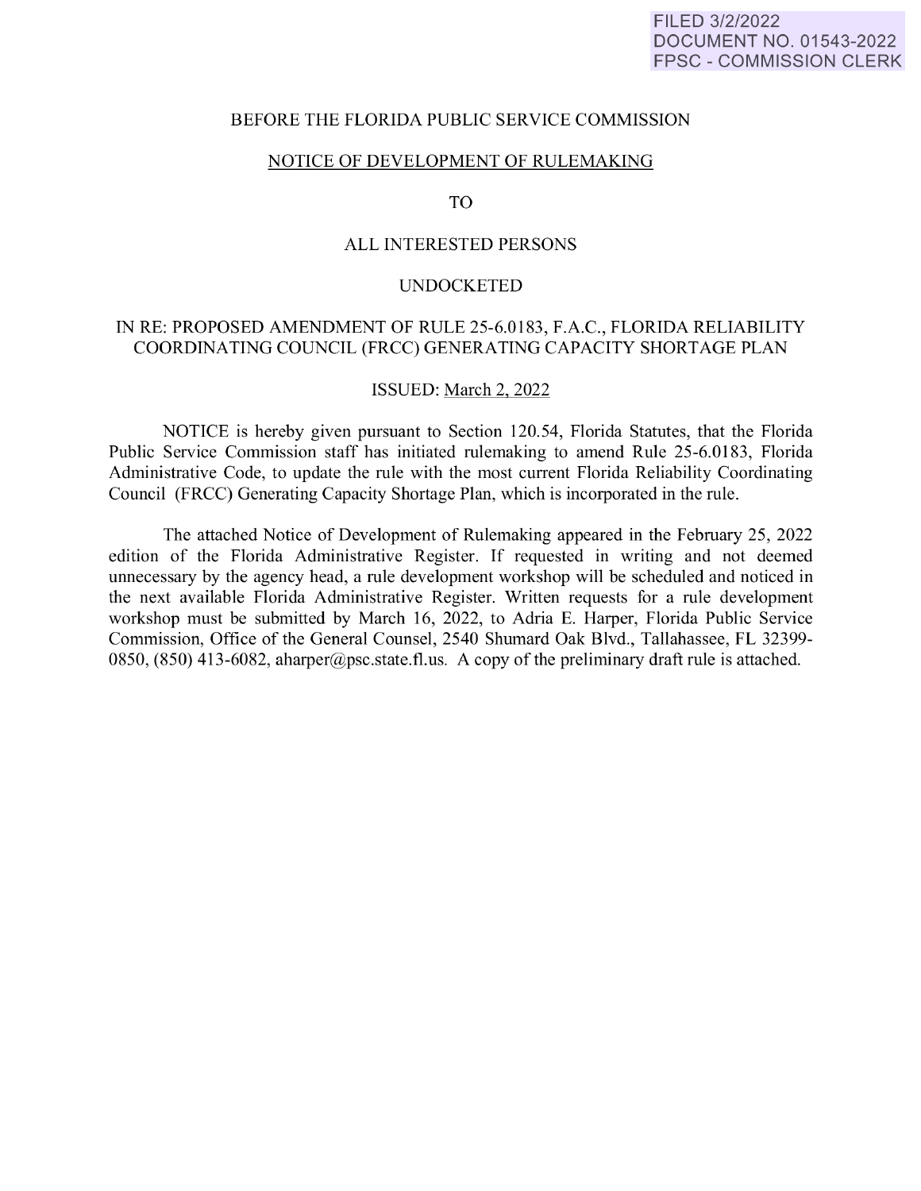FILED 3/2/2022
DOCUMENT NO. 01543-2022
FPSC - COMMISSION CLERK

BEFORE THE FLORIDA PUBLIC SERVICE COMMISSION

NOTICE OF DEVELOPMENT OF RULEMAKING

TO

ALL INTERESTED PERSONS

UNDOCKETED

IN RE: PROPOSED AMENDMENT OF RULE 25-6.0183, F.A.C., FLORIDA RELIABILITY COORDINATING COUNCIL (FRCC) GENERATING CAPACITY SHORTAGE PLAN

ISSUED: March 2, 2022

NOTICE is hereby given pursuant to Section 120.54, Florida Statutes, that the Florida Public Service Commission staff has initiated rulemaking to amend Rule 25-6.0183, Florida Administrative Code, to update the rule with the most current Florida Reliability Coordinating Council (FRCC) Generating Capacity Shortage Plan, which is incorporated in the rule.

The attached Notice of Development of Rulemaking appeared in the February 25, 2022 edition of the Florida Administrative Register. If requested in writing and not deemed unnecessary by the agency head, a rule development workshop will be scheduled and noticed in the next available Florida Administrative Register. Written requests for a rule development workshop must be submitted by March 16, 2022, to Adria E. Harper, Florida Public Service Commission, Office of the General Counsel, 2540 Shumard Oak Blvd., Tallahassee, FL 32399-0850, (850) 413-6082, aharper@psc.state.fl.us. A copy of the preliminary draft rule is attached.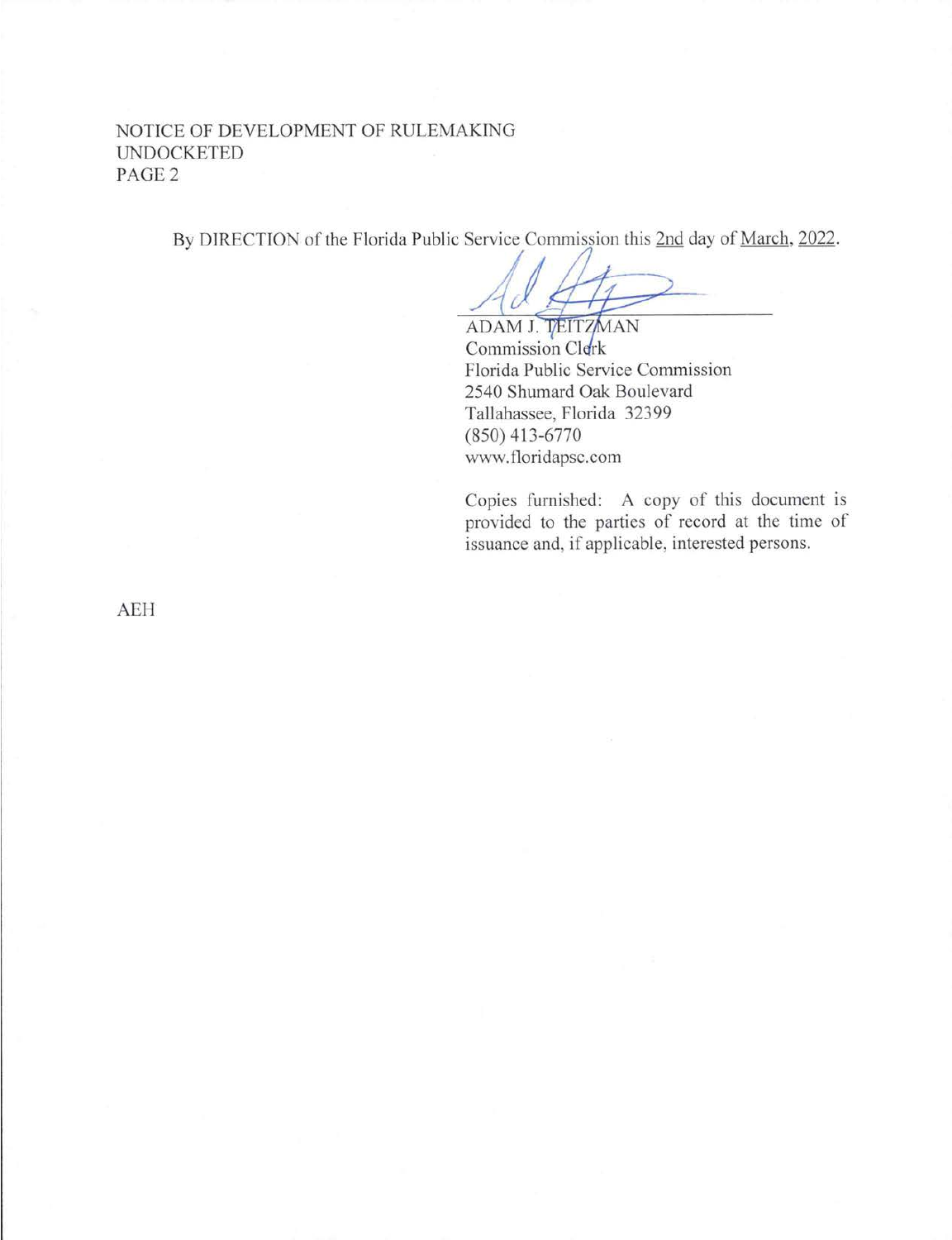NOTICE OF DEVELOPMENT OF RULEMAKING
UNDOCKETED
PAGE 2

By DIRECTION of the Florida Public Service Commission this 2nd day of March, 2022.

ADAM J. TEITZMAN
Commission Clerk
Florida Public Service Commission
2540 Shumard Oak Boulevard
Tallahassee, Florida 32399
(850) 413-6770
www.floridapsc.com

Copies furnished: A copy of this document is provided to the parties of record at the time of issuance and, if applicable, interested persons.

AEH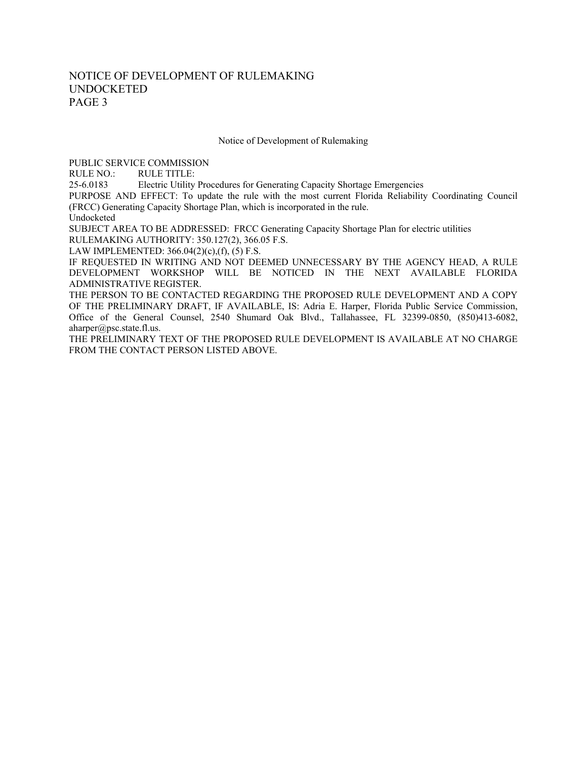Notice of Development of Rulemaking

PUBLIC SERVICE COMMISSION

RULE NO.: RULE TITLE:

25-6.0183 Electric Utility Procedures for Generating Capacity Shortage Emergencies

PURPOSE AND EFFECT: To update the rule with the most current Florida Reliability Coordinating Council (FRCC) Generating Capacity Shortage Plan, which is incorporated in the rule.

Undocketed

SUBJECT AREA TO BE ADDRESSED: FRCC Generating Capacity Shortage Plan for electric utilities

RULEMAKING AUTHORITY: 350.127(2), 366.05 F.S.

LAW IMPLEMENTED: 366.04(2)(c),(f), (5) F.S.

IF REQUESTED IN WRITING AND NOT DEEMED UNNECESSARY BY THE AGENCY HEAD, A RULE DEVELOPMENT WORKSHOP WILL BE NOTICED IN THE NEXT AVAILABLE FLORIDA ADMINISTRATIVE REGISTER.

THE PERSON TO BE CONTACTED REGARDING THE PROPOSED RULE DEVELOPMENT AND A COPY OF THE PRELIMINARY DRAFT, IF AVAILABLE, IS: Adria E. Harper, Florida Public Service Commission, Office of the General Counsel, 2540 Shumard Oak Blvd., Tallahassee, FL 32399-0850, (850)413-6082, aharper@psc.state.fl.us.

THE PRELIMINARY TEXT OF THE PROPOSED RULE DEVELOPMENT IS AVAILABLE AT NO CHARGE FROM THE CONTACT PERSON LISTED ABOVE.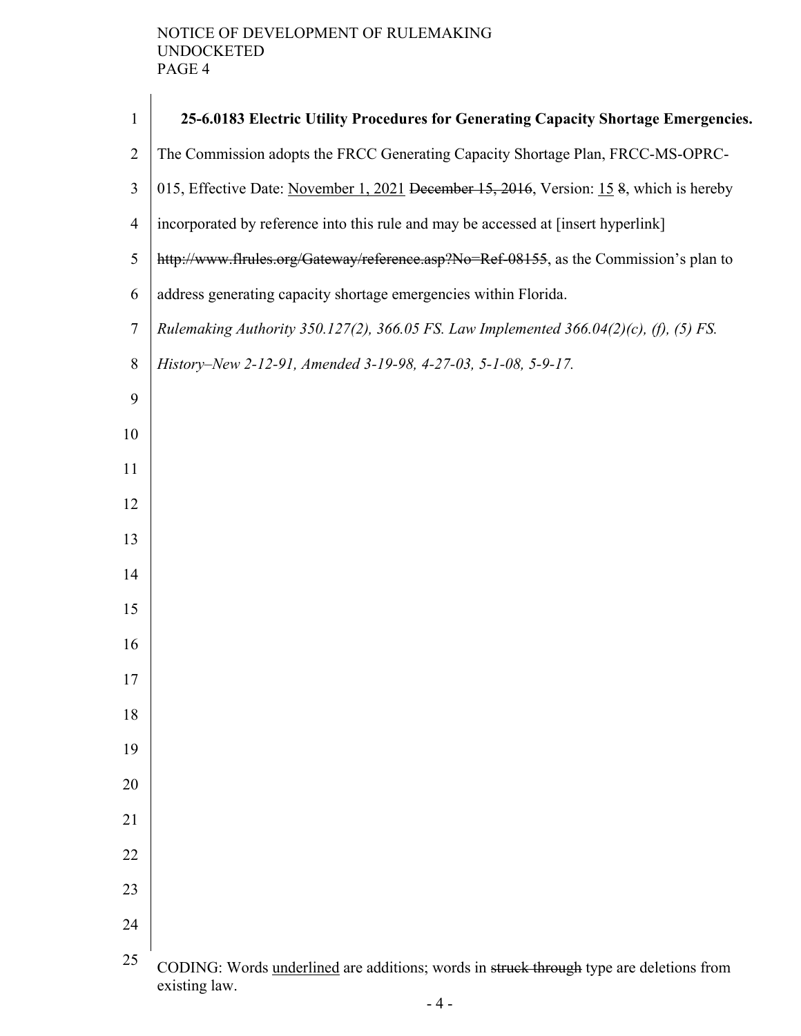**25-6.0183 Electric Utility Procedures for Generating Capacity Shortage Emergencies.**

The Commission adopts the FRCC Generating Capacity Shortage Plan, FRCC-MS-OPRC-015, Effective Date: <u>November 1, 2021</u> ~~December 15, 2016~~, Version: <u>15</u> ~~8~~, which is hereby incorporated by reference into this rule and may be accessed at [insert hyperlink] ~~http://www.flrules.org/Gateway/reference.asp?No=Ref-08155~~, as the Commission's plan to address generating capacity shortage emergencies within Florida.

*Rulemaking Authority 350.127(2), 366.05 FS. Law Implemented 366.04(2)(c), (f), (5) FS. History–New 2-12-91, Amended 3-19-98, 4-27-03, 5-1-08, 5-9-17.*

CODING: Words <u>underlined</u> are additions; words in ~~struck through~~ type are deletions from existing law.